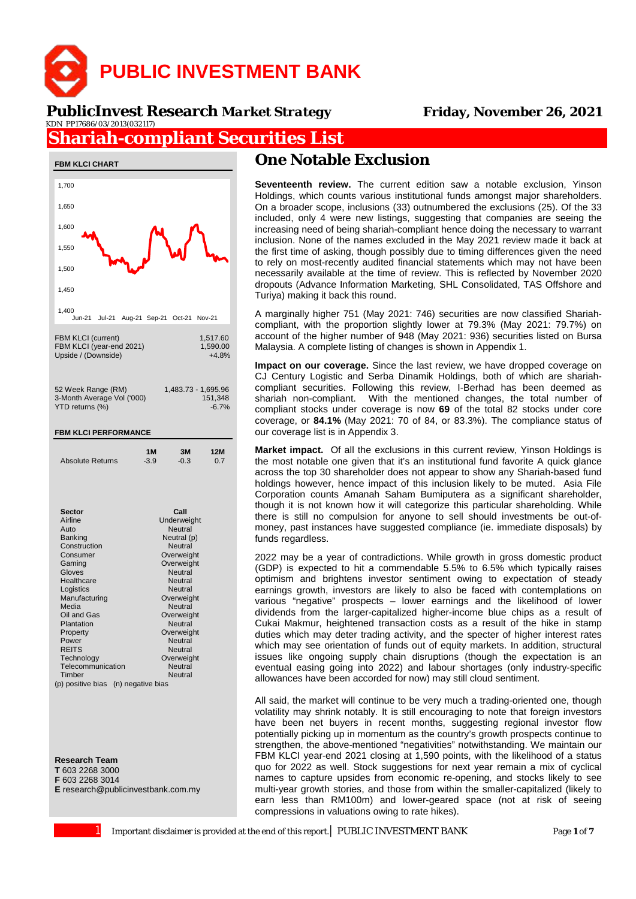# PUBLIC INVESTMENT BANK

**PublicInvest Research** *Market Strategy*

KDN PP17686/03/2013(032117)

**Friday, November 26, 2021**

# Shariah-compliant Securities List

## One Notable Exclusion

**Seventeenth review.** The current edition saw a notable exclusion, Yinson Holdings, which counts various institutional funds amongst major shareholders. On a broader scope, inclusions (33) outnumbered the exclusions (25). Of the 33 included, only 4 were new listings, suggesting that companies are seeing the increasing need of being shariah-compliant hence doing the necessary to warrant inclusion. None of the names excluded in the May 2021 review made it back at the first time of asking, though possibly due to timing differences given the need to rely on most-recently audited financial statements which may not have been necessarily available at the time of review. This is reflected by November 2020 dropouts (Advance Information Marketing, SHL Consolidated, TAS Offshore and Turiya) making it back this round.

A marginally higher 751 (May 2021: 746) securities are now classified Shariah-compliant, with the proportion slightly lower at 79.3% (May 2021: 79.7%) on account of the higher number of 948 (May 2021: 936) securities listed on Bursa Malaysia. A complete listing of changes is shown in Appendix 1.

**Impact on our coverage.** Since the last review, we have dropped coverage on CJ Century Logistic and Serba Dinamik Holdings, both of which are shariah-compliant securities. Following this review, I-Berhad has been deemed as shariah non-compliant. With the mentioned changes, the total number of compliant stocks under coverage is now **69** of the total 82 stocks under core coverage, or **84.1%** (May 2021: 70 of 84, or 83.3%). The compliance status of our coverage list is in Appendix 3.

**Market impact.** Of all the exclusions in this current review, Yinson Holdings is the most notable one given that it's an institutional fund favorite A quick glance across the top 30 shareholder does not appear to show any Shariah-based fund holdings however, hence impact of this inclusion likely to be muted. Asia File Corporation counts Amanah Saham Bumiputera as a significant shareholder, though it is not known how it will categorize this particular shareholding. While there is still no compulsion for anyone to sell should investments be out-of-money, past instances have suggested compliance (ie. immediate disposals) by funds regardless.

2022 may be a year of contradictions. While growth in gross domestic product (GDP) is expected to hit a commendable 5.5% to 6.5% which typically raises optimism and brightens investor sentiment owing to expectation of steady earnings growth, investors are likely to also be faced with contemplations on various "negative" prospects – lower earnings and the likelihood of lower dividends from the larger-capitalized higher-income blue chips as a result of Cukai Makmur, heightened transaction costs as a result of the hike in stamp duties which may deter trading activity, and the specter of higher interest rates which may see orientation of funds out of equity markets. In addition, structural issues like ongoing supply chain disruptions (though the expectation is an eventual easing going into 2022) and labour shortages (only industry-specific allowances have been accorded for now) may still cloud sentiment.

All said, the market will continue to be very much a trading-oriented one, though volatility may shrink notably. It is still encouraging to note that foreign investors have been net buyers in recent months, suggesting regional investor flow potentially picking up in momentum as the country's growth prospects continue to strengthen, the above-mentioned "negativities" notwithstanding. We maintain our FBM KLCI year-end 2021 closing at 1,590 points, with the likelihood of a status quo for 2022 as well. Stock suggestions for next year remain a mix of cyclical names to capture upsides from economic re-opening, and stocks likely to see multi-year growth stories, and those from within the smaller-capitalized (likely to earn less than RM100m) and lower-geared space (not at risk of seeing compressions in valuations owing to rate hikes).

### FBM KLCI CHART

| | |
|---|---|
| FBM KLCI (current) | 1,517.60 |
| FBM KLCI (year-end 2021) | 1,590.00 |
| Upside / (Downside) | +4.8% |

| | |
|---|---|
| 52 Week Range (RM) | 1,483.73 - 1,695.96 |
| 3-Month Average Vol ('000) | 151,348 |
| YTD returns (%) | -6.7% |

### FBM KLCI PERFORMANCE

| | 1M | 3M | 12M |
|---|---|---|---|
| Absolute Returns | -3.9 | -0.3 | 0.7 |

| Sector | Call |
|---|---|
| Airline | Underweight |
| Auto | Neutral |
| Banking | Neutral (p) |
| Construction | Neutral |
| Consumer | Overweight |
| Gaming | Overweight |
| Gloves | Neutral |
| Healthcare | Neutral |
| Logistics | Neutral |
| Manufacturing | Overweight |
| Media | Neutral |
| Oil and Gas | Overweight |
| Plantation | Neutral |
| Property | Overweight |
| Power | Neutral |
| REITS | Neutral |
| Technology | Overweight |
| Telecommunication | Neutral |
| Timber | Neutral |

(p) positive bias (n) negative bias

**Research Team**
**T** 603 2268 3000
**F** 603 2268 3014
**E** research@publicinvestbank.com.my

Important disclaimer is provided at the end of this report.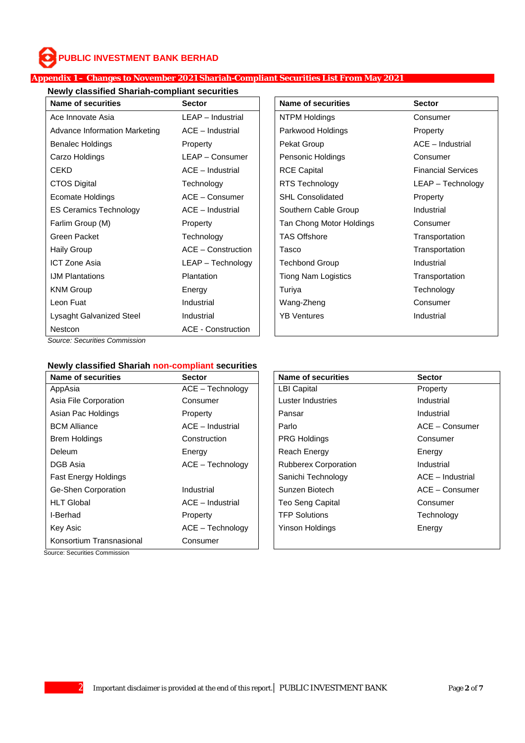## Appendix 1– Changes to November 2021 Shariah-Compliant Securities List From May 2021

### Newly classified Shariah-compliant securities

| Name of securities | Sector |
|---|---|
| Ace Innovate Asia | LEAP – Industrial |
| Advance Information Marketing | ACE – Industrial |
| Benalec Holdings | Property |
| Carzo Holdings | LEAP – Consumer |
| CEKD | ACE – Industrial |
| CTOS Digital | Technology |
| Ecomate Holdings | ACE – Consumer |
| ES Ceramics Technology | ACE – Industrial |
| Farlim Group (M) | Property |
| Green Packet | Technology |
| Haily Group | ACE – Construction |
| ICT Zone Asia | LEAP – Technology |
| IJM Plantations | Plantation |
| KNM Group | Energy |
| Leon Fuat | Industrial |
| Lysaght Galvanized Steel | Industrial |
| Nestcon | ACE - Construction |
| NTPM Holdings | Consumer |
| Parkwood Holdings | Property |
| Pekat Group | ACE – Industrial |
| Pensonic Holdings | Consumer |
| RCE Capital | Financial Services |
| RTS Technology | LEAP – Technology |
| SHL Consolidated | Property |
| Southern Cable Group | Industrial |
| Tan Chong Motor Holdings | Consumer |
| TAS Offshore | Transportation |
| Tasco | Transportation |
| Techbond Group | Industrial |
| Tiong Nam Logistics | Transportation |
| Turiya | Technology |
| Wang-Zheng | Consumer |
| YB Ventures | Industrial |

*Source: Securities Commission*

### Newly classified Shariah non-compliant securities

| Name of securities | Sector |
|---|---|
| AppAsia | ACE – Technology |
| Asia File Corporation | Consumer |
| Asian Pac Holdings | Property |
| BCM Alliance | ACE – Industrial |
| Brem Holdings | Construction |
| Deleum | Energy |
| DGB Asia | ACE – Technology |
| Fast Energy Holdings | |
| Ge-Shen Corporation | Industrial |
| HLT Global | ACE – Industrial |
| I-Berhad | Property |
| Key Asic | ACE – Technology |
| Konsortium Transnasional | Consumer |
| LBI Capital | Property |
| Luster Industries | Industrial |
| Pansar | Industrial |
| Parlo | ACE – Consumer |
| PRG Holdings | Consumer |
| Reach Energy | Energy |
| Rubberex Corporation | Industrial |
| Sanichi Technology | ACE – Industrial |
| Sunzen Biotech | ACE – Consumer |
| Teo Seng Capital | Consumer |
| TFP Solutions | Technology |
| Yinson Holdings | Energy |

Source: Securities Commission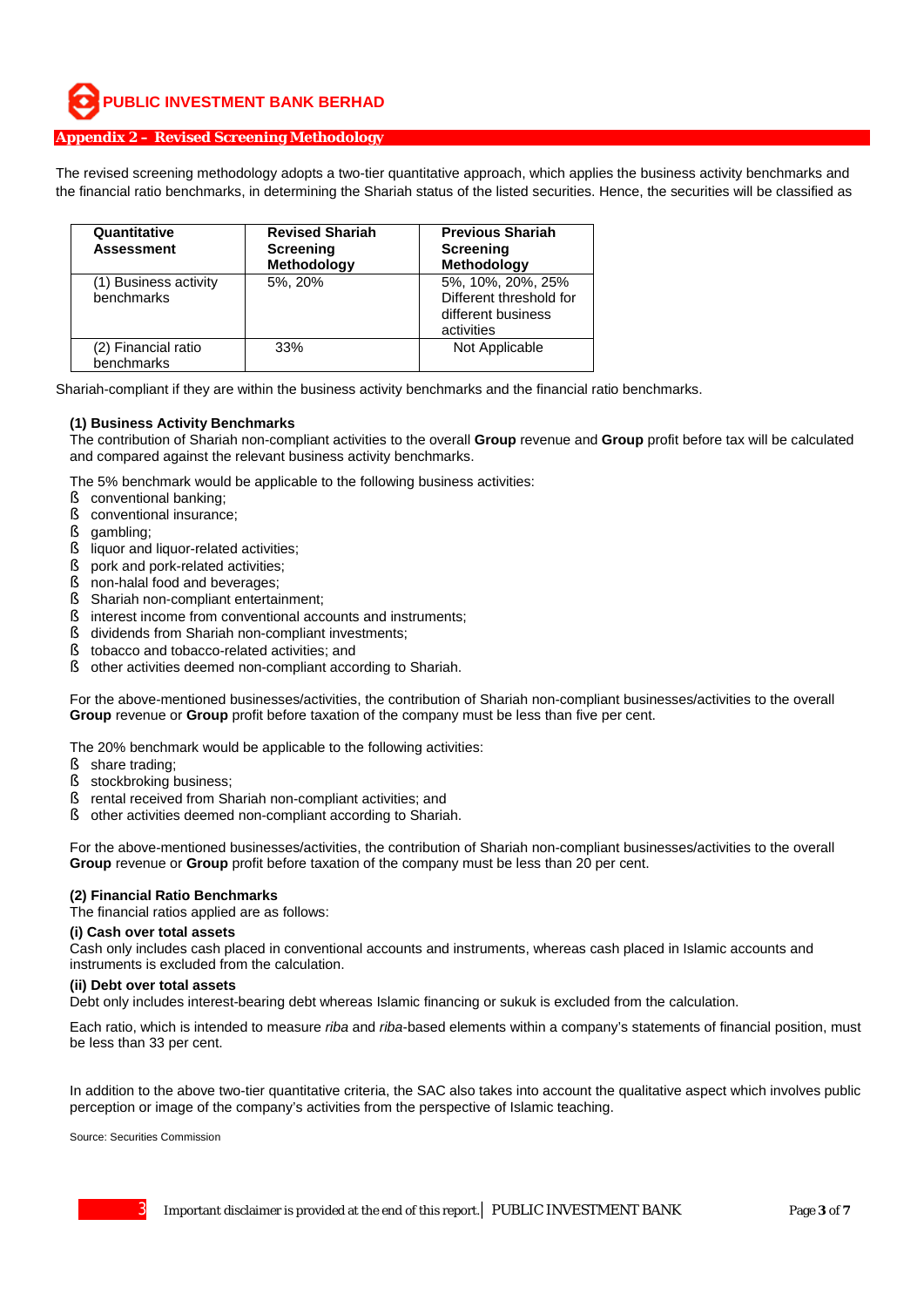## Appendix 2 – Revised Screening Methodology

The revised screening methodology adopts a two-tier quantitative approach, which applies the business activity benchmarks and the financial ratio benchmarks, in determining the Shariah status of the listed securities. Hence, the securities will be classified as Shariah-compliant if they are within the business activity benchmarks and the financial ratio benchmarks.

| Quantitative Assessment | Revised Shariah Screening Methodology | Previous Shariah Screening Methodology |
|---|---|---|
| (1) Business activity benchmarks | 5%, 20% | 5%, 10%, 20%, 25% Different threshold for different business activities |
| (2) Financial ratio benchmarks | 33% | Not Applicable |

**(1) Business Activity Benchmarks**

The contribution of Shariah non-compliant activities to the overall **Group** revenue and **Group** profit before tax will be calculated and compared against the relevant business activity benchmarks.

The 5% benchmark would be applicable to the following business activities:

- conventional banking;
- conventional insurance;
- gambling;
- liquor and liquor-related activities;
- pork and pork-related activities;
- non-halal food and beverages;
- Shariah non-compliant entertainment;
- interest income from conventional accounts and instruments;
- dividends from Shariah non-compliant investments;
- tobacco and tobacco-related activities; and
- other activities deemed non-compliant according to Shariah.

For the above-mentioned businesses/activities, the contribution of Shariah non-compliant businesses/activities to the overall **Group** revenue or **Group** profit before taxation of the company must be less than five per cent.

The 20% benchmark would be applicable to the following activities:

- share trading;
- stockbroking business;
- rental received from Shariah non-compliant activities; and
- other activities deemed non-compliant according to Shariah.

For the above-mentioned businesses/activities, the contribution of Shariah non-compliant businesses/activities to the overall **Group** revenue or **Group** profit before taxation of the company must be less than 20 per cent.

**(2) Financial Ratio Benchmarks**

The financial ratios applied are as follows:

**(i) Cash over total assets**

Cash only includes cash placed in conventional accounts and instruments, whereas cash placed in Islamic accounts and instruments is excluded from the calculation.

**(ii) Debt over total assets**

Debt only includes interest-bearing debt whereas Islamic financing or sukuk is excluded from the calculation.

Each ratio, which is intended to measure *riba* and *riba*-based elements within a company's statements of financial position, must be less than 33 per cent.

In addition to the above two-tier quantitative criteria, the SAC also takes into account the qualitative aspect which involves public perception or image of the company's activities from the perspective of Islamic teaching.

Source: Securities Commission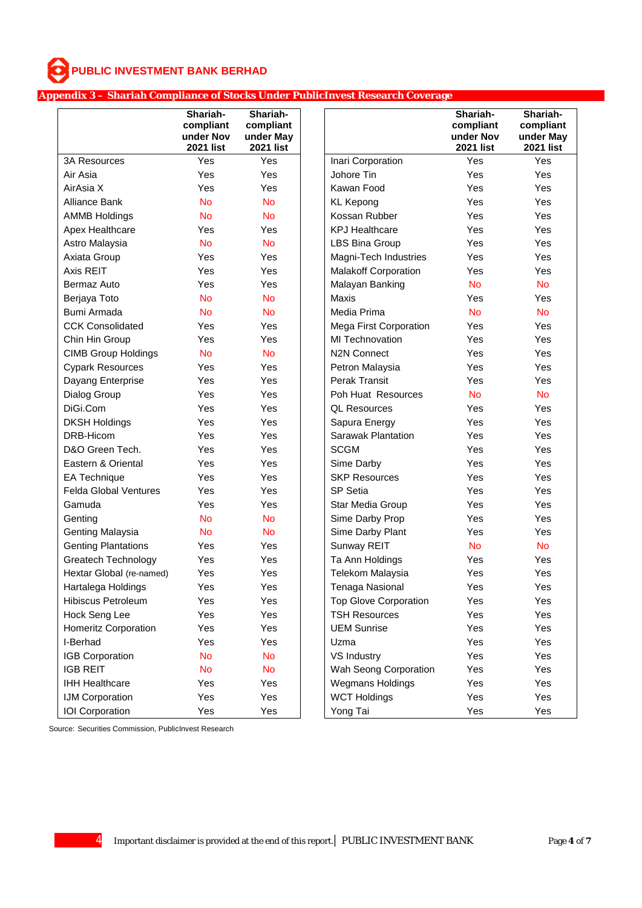**PUBLIC INVESTMENT BANK BERHAD**

## Appendix 3 – Shariah Compliance of Stocks Under PublicInvest Research Coverage

| | Shariah-compliant under Nov 2021 list | Shariah-compliant under May 2021 list |
|---|---|---|
| 3A Resources | Yes | Yes |
| Air Asia | Yes | Yes |
| AirAsia X | Yes | Yes |
| Alliance Bank | No | No |
| AMMB Holdings | No | No |
| Apex Healthcare | Yes | Yes |
| Astro Malaysia | No | No |
| Axiata Group | Yes | Yes |
| Axis REIT | Yes | Yes |
| Bermaz Auto | Yes | Yes |
| Berjaya Toto | No | No |
| Bumi Armada | No | No |
| CCK Consolidated | Yes | Yes |
| Chin Hin Group | Yes | Yes |
| CIMB Group Holdings | No | No |
| Cypark Resources | Yes | Yes |
| Dayang Enterprise | Yes | Yes |
| Dialog Group | Yes | Yes |
| DiGi.Com | Yes | Yes |
| DKSH Holdings | Yes | Yes |
| DRB-Hicom | Yes | Yes |
| D&O Green Tech. | Yes | Yes |
| Eastern & Oriental | Yes | Yes |
| EA Technique | Yes | Yes |
| Felda Global Ventures | Yes | Yes |
| Gamuda | Yes | Yes |
| Genting | No | No |
| Genting Malaysia | No | No |
| Genting Plantations | Yes | Yes |
| Greatech Technology | Yes | Yes |
| Hextar Global (re-named) | Yes | Yes |
| Hartalega Holdings | Yes | Yes |
| Hibiscus Petroleum | Yes | Yes |
| Hock Seng Lee | Yes | Yes |
| Homeritz Corporation | Yes | Yes |
| I-Berhad | Yes | Yes |
| IGB Corporation | No | No |
| IGB REIT | No | No |
| IHH Healthcare | Yes | Yes |
| IJM Corporation | Yes | Yes |
| IOI Corporation | Yes | Yes |
| Inari Corporation | Yes | Yes |
| Johore Tin | Yes | Yes |
| Kawan Food | Yes | Yes |
| KL Kepong | Yes | Yes |
| Kossan Rubber | Yes | Yes |
| KPJ Healthcare | Yes | Yes |
| LBS Bina Group | Yes | Yes |
| Magni-Tech Industries | Yes | Yes |
| Malakoff Corporation | Yes | Yes |
| Malayan Banking | No | No |
| Maxis | Yes | Yes |
| Media Prima | No | No |
| Mega First Corporation | Yes | Yes |
| MI Technovation | Yes | Yes |
| N2N Connect | Yes | Yes |
| Petron Malaysia | Yes | Yes |
| Perak Transit | Yes | Yes |
| Poh Huat Resources | No | No |
| QL Resources | Yes | Yes |
| Sapura Energy | Yes | Yes |
| Sarawak Plantation | Yes | Yes |
| SCGM | Yes | Yes |
| Sime Darby | Yes | Yes |
| SKP Resources | Yes | Yes |
| SP Setia | Yes | Yes |
| Star Media Group | Yes | Yes |
| Sime Darby Prop | Yes | Yes |
| Sime Darby Plant | Yes | Yes |
| Sunway REIT | No | No |
| Ta Ann Holdings | Yes | Yes |
| Telekom Malaysia | Yes | Yes |
| Tenaga Nasional | Yes | Yes |
| Top Glove Corporation | Yes | Yes |
| TSH Resources | Yes | Yes |
| UEM Sunrise | Yes | Yes |
| Uzma | Yes | Yes |
| VS Industry | Yes | Yes |
| Wah Seong Corporation | Yes | Yes |
| Wegmans Holdings | Yes | Yes |
| WCT Holdings | Yes | Yes |
| Yong Tai | Yes | Yes |

Source: Securities Commission, PublicInvest Research

Important disclaimer is provided at the end of this report. | PUBLIC INVESTMENT BANK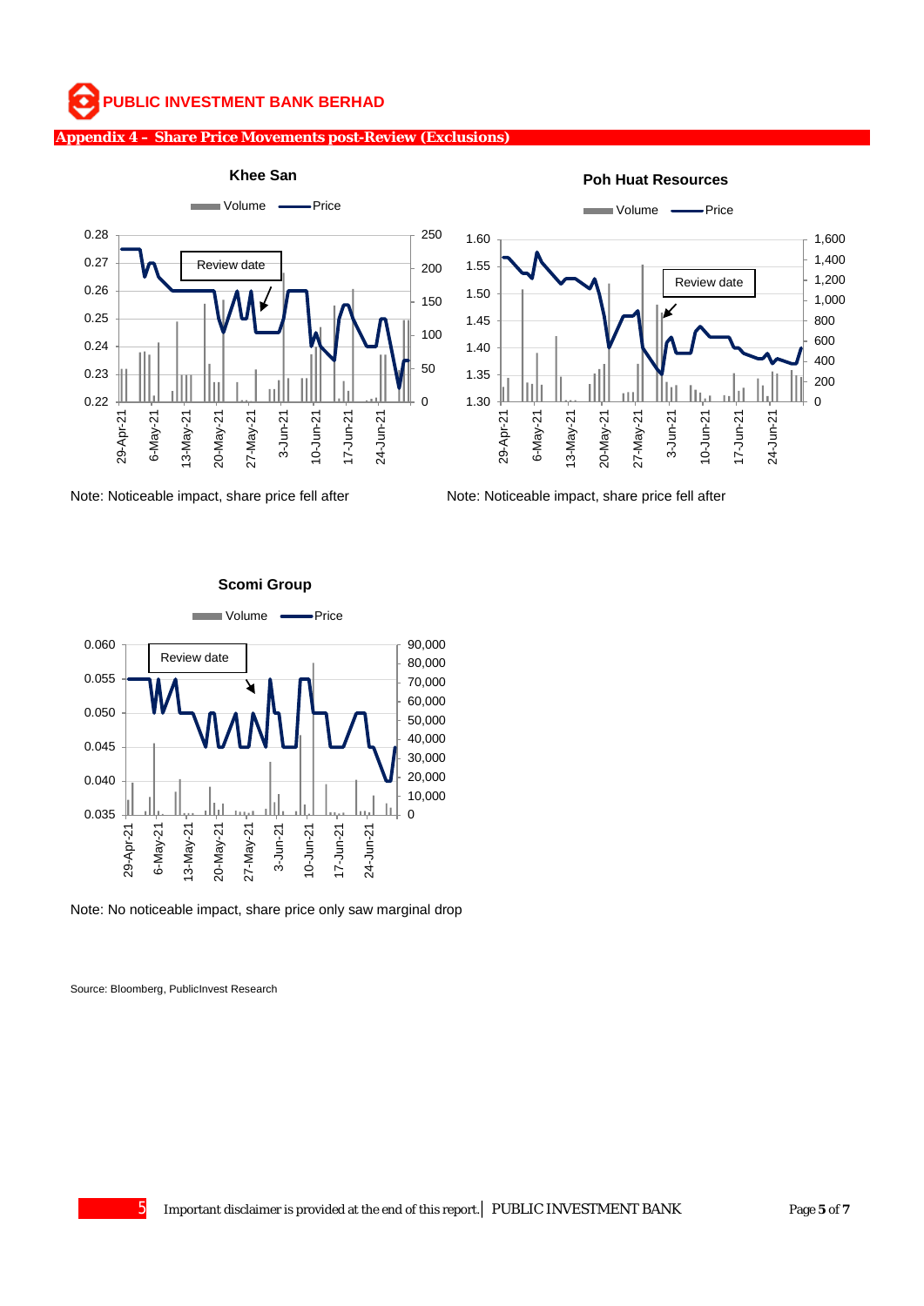## Appendix 4 – Share Price Movements post-Review (Exclusions)

**Khee San**

Note: Noticeable impact, share price fell after

**Poh Huat Resources**

Note: Noticeable impact, share price fell after

**Scomi Group**

Note: No noticeable impact, share price only saw marginal drop

Source: Bloomberg, PublicInvest Research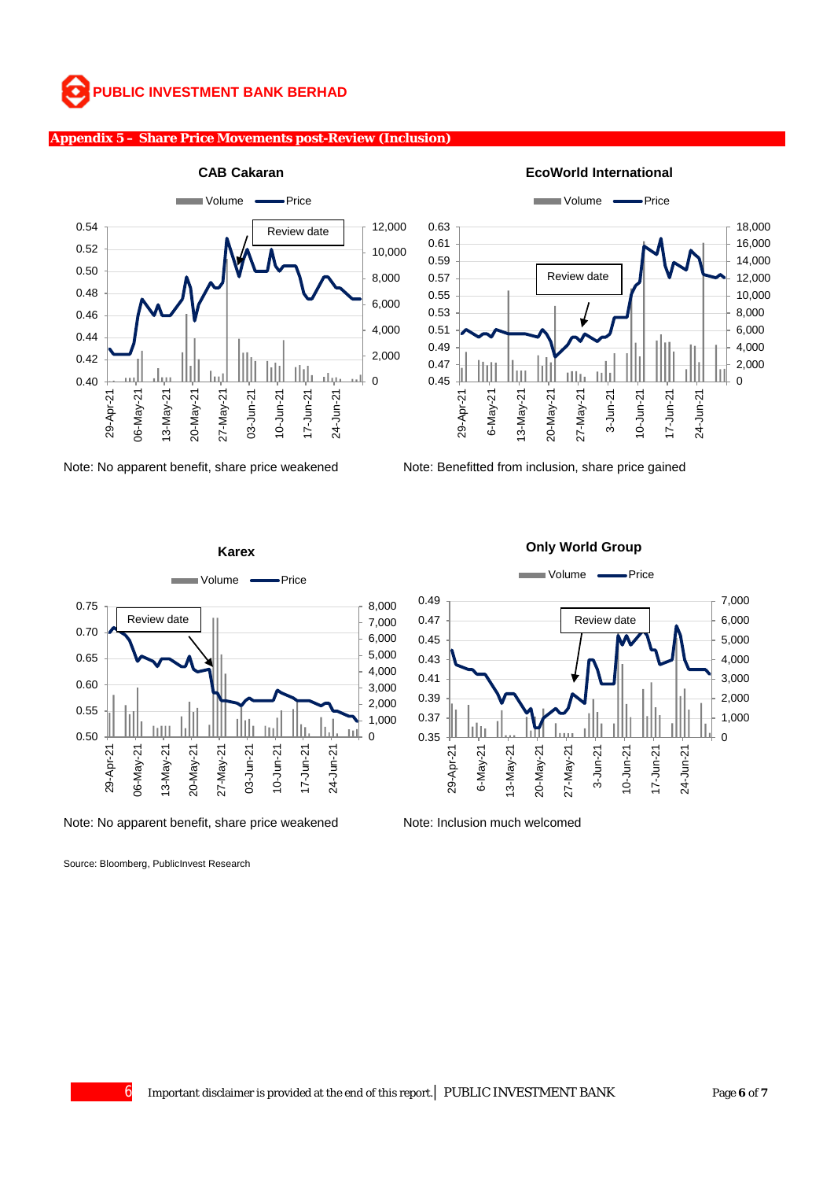## Appendix 5 – Share Price Movements post-Review (Inclusion)

**CAB Cakaran**

Note: No apparent benefit, share price weakened

**EcoWorld International**

Note: Benefitted from inclusion, share price gained

**Karex**

Note: No apparent benefit, share price weakened

**Only World Group**

Note: Inclusion much welcomed

Source: Bloomberg, PublicInvest Research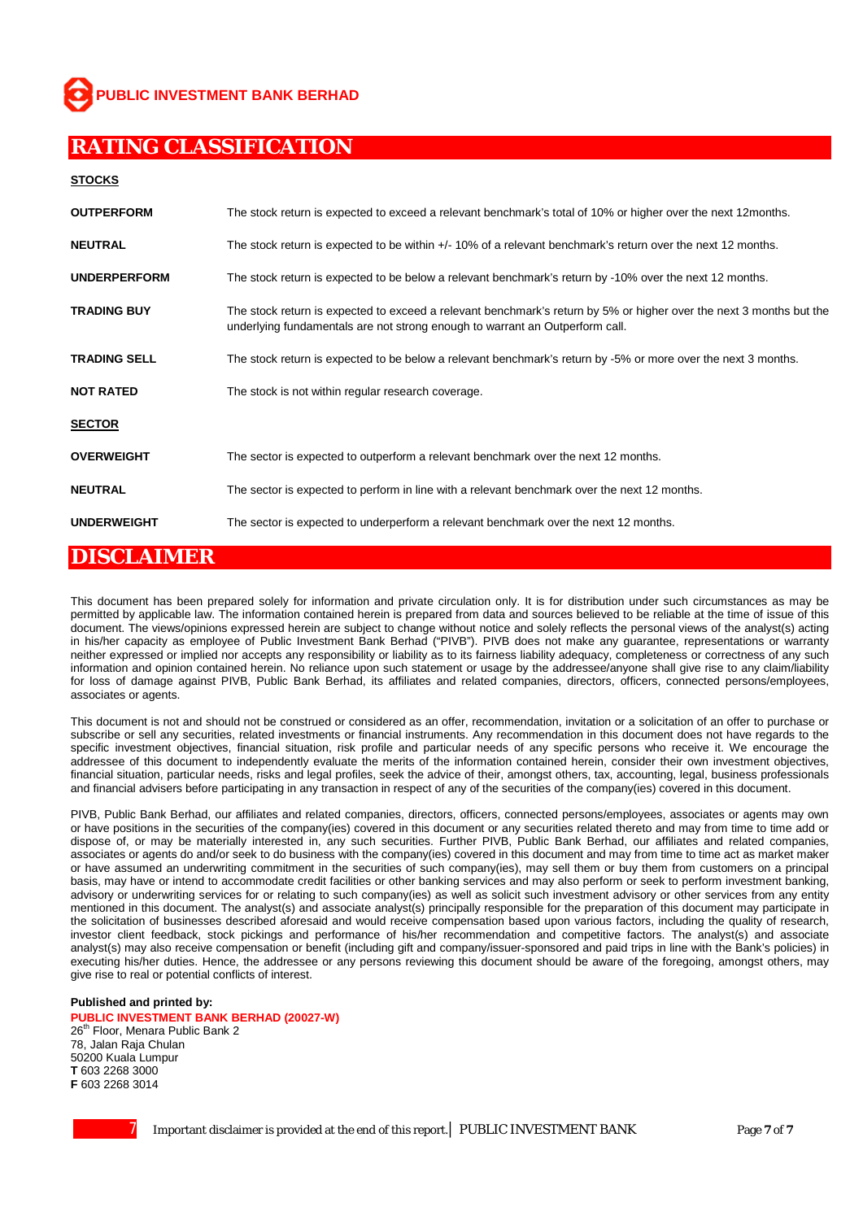**PUBLIC INVESTMENT BANK BERHAD**

## RATING CLASSIFICATION

**STOCKS**

| | |
|---|---|
| **OUTPERFORM** | The stock return is expected to exceed a relevant benchmark's total of 10% or higher over the next 12months. |
| **NEUTRAL** | The stock return is expected to be within +/- 10% of a relevant benchmark's return over the next 12 months. |
| **UNDERPERFORM** | The stock return is expected to be below a relevant benchmark's return by -10% over the next 12 months. |
| **TRADING BUY** | The stock return is expected to exceed a relevant benchmark's return by 5% or higher over the next 3 months but the underlying fundamentals are not strong enough to warrant an Outperform call. |
| **TRADING SELL** | The stock return is expected to be below a relevant benchmark's return by -5% or more over the next 3 months. |
| **NOT RATED** | The stock is not within regular research coverage. |

**SECTOR**

| | |
|---|---|
| **OVERWEIGHT** | The sector is expected to outperform a relevant benchmark over the next 12 months. |
| **NEUTRAL** | The sector is expected to perform in line with a relevant benchmark over the next 12 months. |
| **UNDERWEIGHT** | The sector is expected to underperform a relevant benchmark over the next 12 months. |

## DISCLAIMER

This document has been prepared solely for information and private circulation only. It is for distribution under such circumstances as may be permitted by applicable law. The information contained herein is prepared from data and sources believed to be reliable at the time of issue of this document. The views/opinions expressed herein are subject to change without notice and solely reflects the personal views of the analyst(s) acting in his/her capacity as employee of Public Investment Bank Berhad ("PIVB"). PIVB does not make any guarantee, representations or warranty neither expressed or implied nor accepts any responsibility or liability as to its fairness liability adequacy, completeness or correctness of any such information and opinion contained herein. No reliance upon such statement or usage by the addressee/anyone shall give rise to any claim/liability for loss of damage against PIVB, Public Bank Berhad, its affiliates and related companies, directors, officers, connected persons/employees, associates or agents.

This document is not and should not be construed or considered as an offer, recommendation, invitation or a solicitation of an offer to purchase or subscribe or sell any securities, related investments or financial instruments. Any recommendation in this document does not have regards to the specific investment objectives, financial situation, risk profile and particular needs of any specific persons who receive it. We encourage the addressee of this document to independently evaluate the merits of the information contained herein, consider their own investment objectives, financial situation, particular needs, risks and legal profiles, seek the advice of their, amongst others, tax, accounting, legal, business professionals and financial advisers before participating in any transaction in respect of any of the securities of the company(ies) covered in this document.

PIVB, Public Bank Berhad, our affiliates and related companies, directors, officers, connected persons/employees, associates or agents may own or have positions in the securities of the company(ies) covered in this document or any securities related thereto and may from time to time add or dispose of, or may be materially interested in, any such securities. Further PIVB, Public Bank Berhad, our affiliates and related companies, associates or agents do and/or seek to do business with the company(ies) covered in this document and may from time to time act as market maker or have assumed an underwriting commitment in the securities of such company(ies), may sell them or buy them from customers on a principal basis, may have or intend to accommodate credit facilities or other banking services and may also perform or seek to perform investment banking, advisory or underwriting services for or relating to such company(ies) as well as solicit such investment advisory or other services from any entity mentioned in this document. The analyst(s) and associate analyst(s) principally responsible for the preparation of this document may participate in the solicitation of businesses described aforesaid and would receive compensation based upon various factors, including the quality of research, investor client feedback, stock pickings and performance of his/her recommendation and competitive factors. The analyst(s) and associate analyst(s) may also receive compensation or benefit (including gift and company/issuer-sponsored and paid trips in line with the Bank's policies) in executing his/her duties. Hence, the addressee or any persons reviewing this document should be aware of the foregoing, amongst others, may give rise to real or potential conflicts of interest.

**Published and printed by:**
**PUBLIC INVESTMENT BANK BERHAD (20027-W)**
26th Floor, Menara Public Bank 2
78, Jalan Raja Chulan
50200 Kuala Lumpur
**T** 603 2268 3000
**F** 603 2268 3014